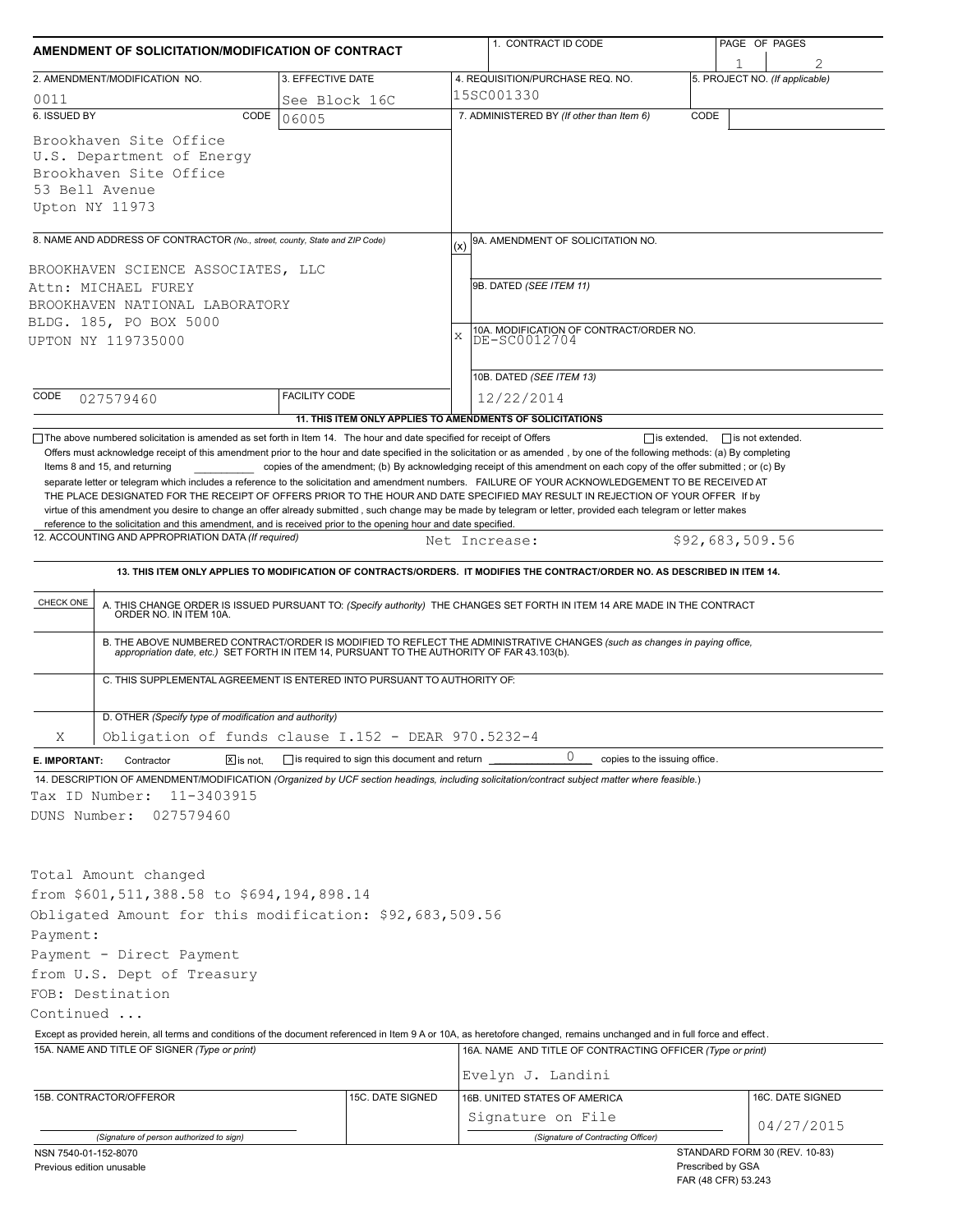## AMENDMENT OF SOLICITATION/MODIFICATION OF CONTRACT

| | | | |
|---|---|---|---|
| 1. CONTRACT ID CODE | | PAGE OF PAGES | 1 / 2 |
| 2. AMENDMENT/MODIFICATION NO. 0011 | 3. EFFECTIVE DATE See Block 16C | 4. REQUISITION/PURCHASE REQ. NO. 15SC001330 | 5. PROJECT NO. (If applicable) |
| 6. ISSUED BY CODE 06005 | | 7. ADMINISTERED BY (If other than Item 6) CODE | |

**6. ISSUED BY** (CODE 06005)

Brookhaven Site Office
U.S. Department of Energy
Brookhaven Site Office
53 Bell Avenue
Upton NY 11973

**8. NAME AND ADDRESS OF CONTRACTOR** (No., street, county, State and ZIP Code)

BROOKHAVEN SCIENCE ASSOCIATES, LLC
Attn: MICHAEL FUREY
BROOKHAVEN NATIONAL LABORATORY
BLDG. 185, PO BOX 5000
UPTON NY 119735000

CODE 027579460 | FACILITY CODE

| (x) | |
|---|---|
| | 9A. AMENDMENT OF SOLICITATION NO. |
| | 9B. DATED (SEE ITEM 11) |
| X | 10A. MODIFICATION OF CONTRACT/ORDER NO. DE-SC0012704 |
| | 10B. DATED (SEE ITEM 13) 12/22/2014 |

**11. THIS ITEM ONLY APPLIES TO AMENDMENTS OF SOLICITATIONS**

☐ The above numbered solicitation is amended as set forth in Item 14. The hour and date specified for receipt of Offers ☐ is extended, ☐ is not extended.

Offers must acknowledge receipt of this amendment prior to the hour and date specified in the solicitation or as amended , by one of the following methods: (a) By completing Items 8 and 15, and returning ______ copies of the amendment; (b) By acknowledging receipt of this amendment on each copy of the offer submitted ; or (c) By separate letter or telegram which includes a reference to the solicitation and amendment numbers. FAILURE OF YOUR ACKNOWLEDGEMENT TO BE RECEIVED AT THE PLACE DESIGNATED FOR THE RECEIPT OF OFFERS PRIOR TO THE HOUR AND DATE SPECIFIED MAY RESULT IN REJECTION OF YOUR OFFER If by virtue of this amendment you desire to change an offer already submitted , such change may be made by telegram or letter, provided each telegram or letter makes reference to the solicitation and this amendment, and is received prior to the opening hour and date specified.

**12. ACCOUNTING AND APPROPRIATION DATA** (If required) Net Increase: $92,683,509.56

**13. THIS ITEM ONLY APPLIES TO MODIFICATION OF CONTRACTS/ORDERS. IT MODIFIES THE CONTRACT/ORDER NO. AS DESCRIBED IN ITEM 14.**

| CHECK ONE | |
|---|---|
| | A. THIS CHANGE ORDER IS ISSUED PURSUANT TO: (Specify authority) THE CHANGES SET FORTH IN ITEM 14 ARE MADE IN THE CONTRACT ORDER NO. IN ITEM 10A. |
| | B. THE ABOVE NUMBERED CONTRACT/ORDER IS MODIFIED TO REFLECT THE ADMINISTRATIVE CHANGES (such as changes in paying office, appropriation date, etc.) SET FORTH IN ITEM 14, PURSUANT TO THE AUTHORITY OF FAR 43.103(b). |
| | C. THIS SUPPLEMENTAL AGREEMENT IS ENTERED INTO PURSUANT TO AUTHORITY OF: |
| X | D. OTHER (Specify type of modification and authority) Obligation of funds clause I.152 - DEAR 970.5232-4 |

**E. IMPORTANT:** Contractor ☒ is not, ☐ is required to sign this document and return 0 copies to the issuing office.

**14. DESCRIPTION OF AMENDMENT/MODIFICATION** (Organized by UCF section headings, including solicitation/contract subject matter where feasible.)

Tax ID Number: 11-3403915
DUNS Number: 027579460

Total Amount changed
from $601,511,388.58 to $694,194,898.14
Obligated Amount for this modification: $92,683,509.56
Payment:
Payment - Direct Payment
from U.S. Dept of Treasury
FOB: Destination
Continued ...

Except as provided herein, all terms and conditions of the document referenced in Item 9 A or 10A, as heretofore changed, remains unchanged and in full force and effect.

| 15A. NAME AND TITLE OF SIGNER (Type or print) | | 16A. NAME AND TITLE OF CONTRACTING OFFICER (Type or print) | |
|---|---|---|---|
| | | Evelyn J. Landini | |
| 15B. CONTRACTOR/OFFEROR | 15C. DATE SIGNED | 16B. UNITED STATES OF AMERICA | 16C. DATE SIGNED |
| (Signature of person authorized to sign) | | Signature on File (Signature of Contracting Officer) | 04/27/2015 |

NSN 7540-01-152-8070
Previous edition unusable

STANDARD FORM 30 (REV. 10-83)
Prescribed by GSA
FAR (48 CFR) 53.243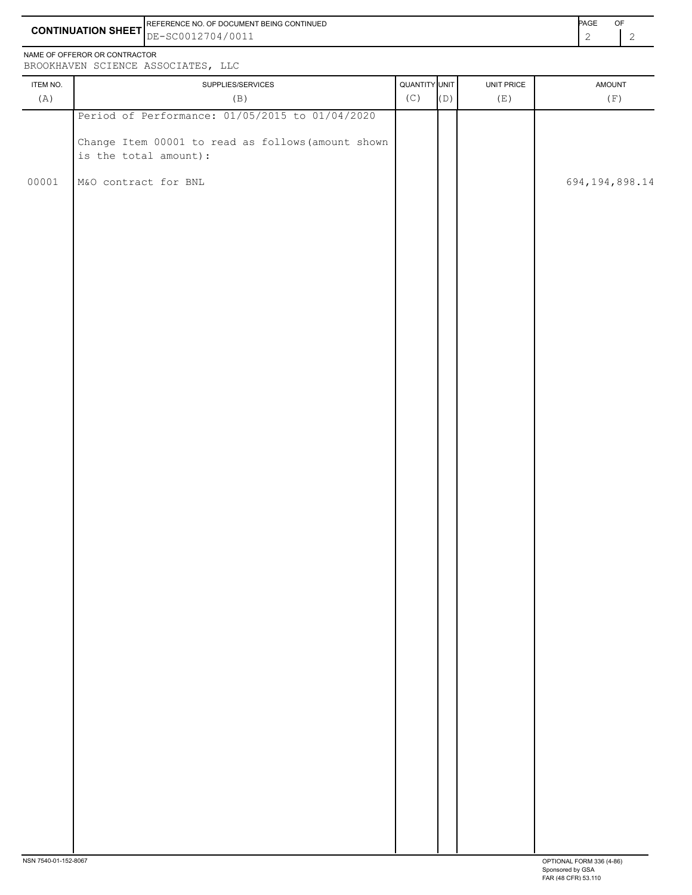**CONTINUATION SHEET**

REFERENCE NO. OF DOCUMENT BEING CONTINUED
DE-SC0012704/0011

NAME OF OFFEROR OR CONTRACTOR
BROOKHAVEN SCIENCE ASSOCIATES, LLC

| ITEM NO. (A) | SUPPLIES/SERVICES (B) | QUANTITY (C) | UNIT (D) | UNIT PRICE (E) | AMOUNT (F) |
|---|---|---|---|---|---|
| | Period of Performance: 01/05/2015 to 01/04/2020 | | | | |
| | Change Item 00001 to read as follows(amount shown is the total amount): | | | | |
| 00001 | M&O contract for BNL | | | | 694,194,898.14 |

NSN 7540-01-152-8067

OPTIONAL FORM 336 (4-86)
Sponsored by GSA
FAR (48 CFR) 53.110